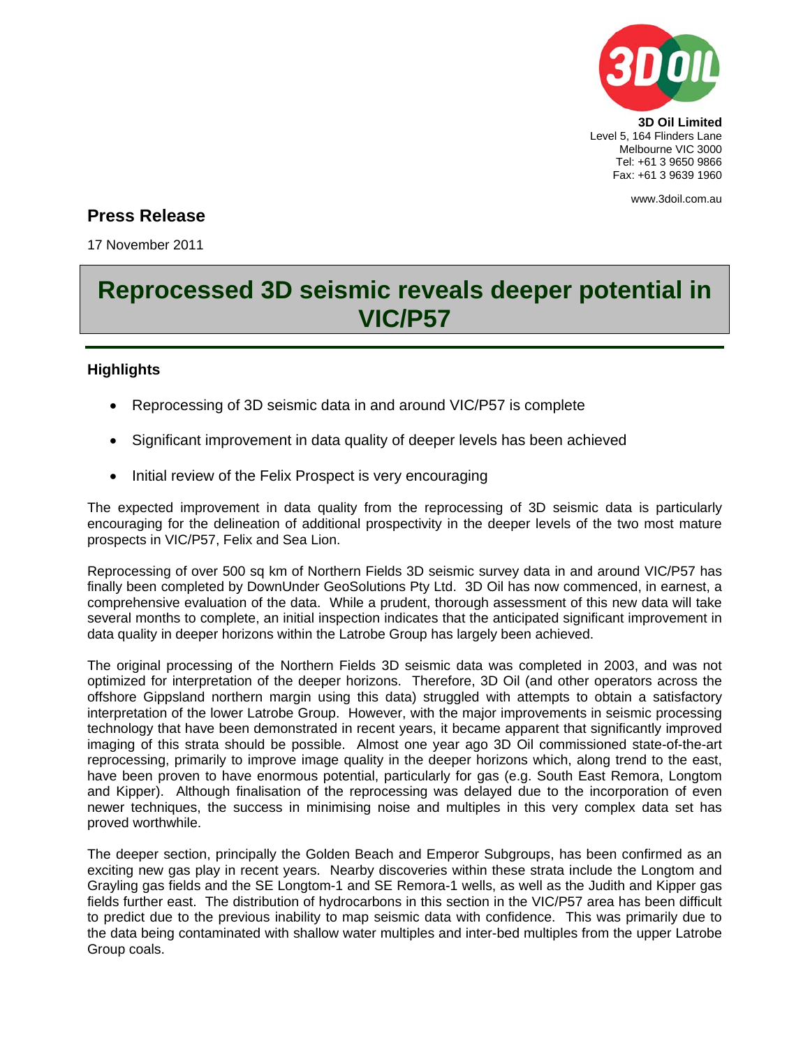**3D Oil Limited**
Level 5, 164 Flinders Lane
Melbourne VIC 3000
Tel: +61 3 9650 9866
Fax: +61 3 9639 1960

www.3doil.com.au

## Press Release

17 November 2011

# Reprocessed 3D seismic reveals deeper potential in VIC/P57

### Highlights

- Reprocessing of 3D seismic data in and around VIC/P57 is complete
- Significant improvement in data quality of deeper levels has been achieved
- Initial review of the Felix Prospect is very encouraging

The expected improvement in data quality from the reprocessing of 3D seismic data is particularly encouraging for the delineation of additional prospectivity in the deeper levels of the two most mature prospects in VIC/P57, Felix and Sea Lion.

Reprocessing of over 500 sq km of Northern Fields 3D seismic survey data in and around VIC/P57 has finally been completed by DownUnder GeoSolutions Pty Ltd. 3D Oil has now commenced, in earnest, a comprehensive evaluation of the data. While a prudent, thorough assessment of this new data will take several months to complete, an initial inspection indicates that the anticipated significant improvement in data quality in deeper horizons within the Latrobe Group has largely been achieved.

The original processing of the Northern Fields 3D seismic data was completed in 2003, and was not optimized for interpretation of the deeper horizons. Therefore, 3D Oil (and other operators across the offshore Gippsland northern margin using this data) struggled with attempts to obtain a satisfactory interpretation of the lower Latrobe Group. However, with the major improvements in seismic processing technology that have been demonstrated in recent years, it became apparent that significantly improved imaging of this strata should be possible. Almost one year ago 3D Oil commissioned state-of-the-art reprocessing, primarily to improve image quality in the deeper horizons which, along trend to the east, have been proven to have enormous potential, particularly for gas (e.g. South East Remora, Longtom and Kipper). Although finalisation of the reprocessing was delayed due to the incorporation of even newer techniques, the success in minimising noise and multiples in this very complex data set has proved worthwhile.

The deeper section, principally the Golden Beach and Emperor Subgroups, has been confirmed as an exciting new gas play in recent years. Nearby discoveries within these strata include the Longtom and Grayling gas fields and the SE Longtom-1 and SE Remora-1 wells, as well as the Judith and Kipper gas fields further east. The distribution of hydrocarbons in this section in the VIC/P57 area has been difficult to predict due to the previous inability to map seismic data with confidence. This was primarily due to the data being contaminated with shallow water multiples and inter-bed multiples from the upper Latrobe Group coals.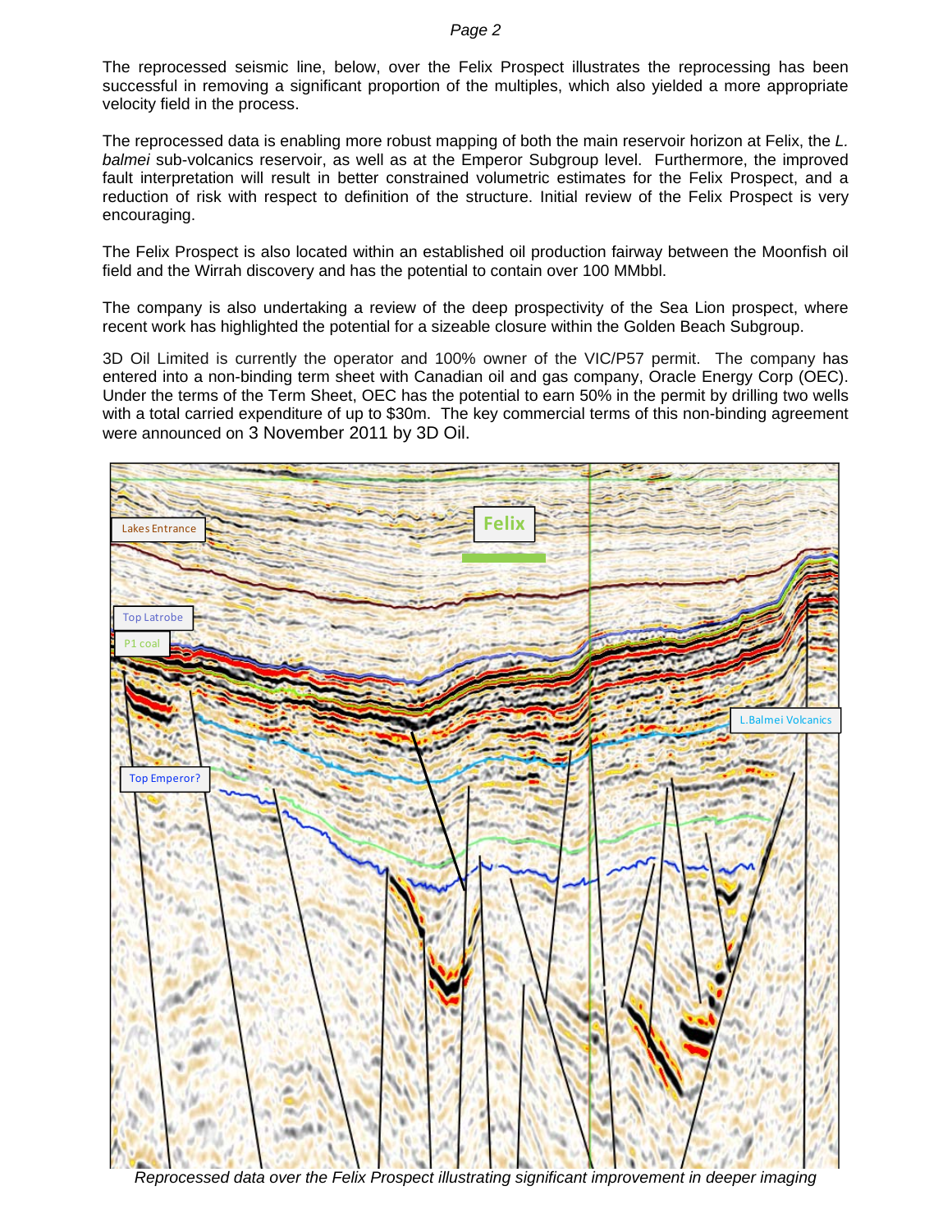The reprocessed seismic line, below, over the Felix Prospect illustrates the reprocessing has been successful in removing a significant proportion of the multiples, which also yielded a more appropriate velocity field in the process.

The reprocessed data is enabling more robust mapping of both the main reservoir horizon at Felix, the *L. balmei* sub-volcanics reservoir, as well as at the Emperor Subgroup level. Furthermore, the improved fault interpretation will result in better constrained volumetric estimates for the Felix Prospect, and a reduction of risk with respect to definition of the structure. Initial review of the Felix Prospect is very encouraging.

The Felix Prospect is also located within an established oil production fairway between the Moonfish oil field and the Wirrah discovery and has the potential to contain over 100 MMbbl.

The company is also undertaking a review of the deep prospectivity of the Sea Lion prospect, where recent work has highlighted the potential for a sizeable closure within the Golden Beach Subgroup.

3D Oil Limited is currently the operator and 100% owner of the VIC/P57 permit. The company has entered into a non-binding term sheet with Canadian oil and gas company, Oracle Energy Corp (OEC). Under the terms of the Term Sheet, OEC has the potential to earn 50% in the permit by drilling two wells with a total carried expenditure of up to $30m. The key commercial terms of this non-binding agreement were announced on 3 November 2011 by 3D Oil.

*Reprocessed data over the Felix Prospect illustrating significant improvement in deeper imaging*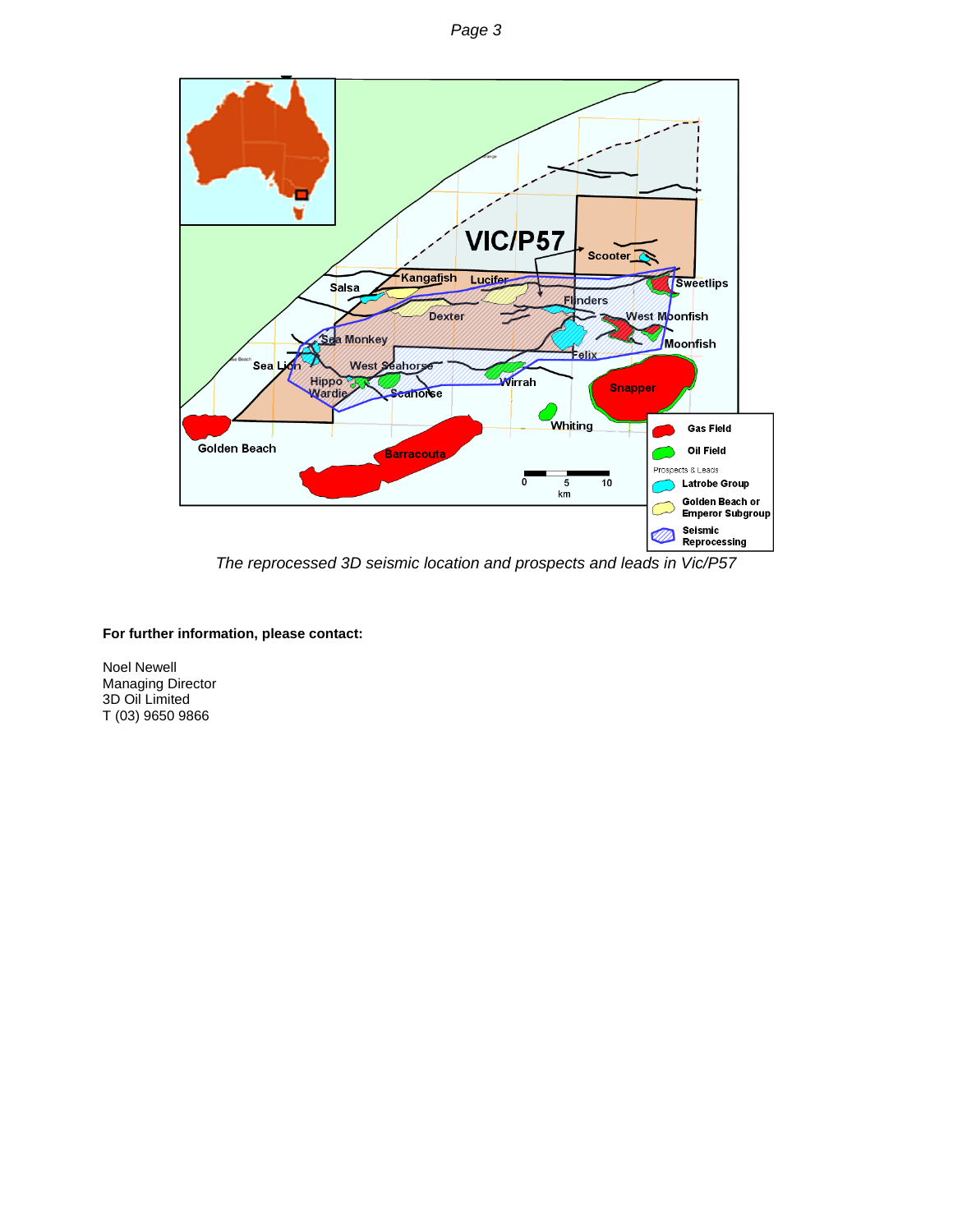VIC/P57

Scooter

Sweetlips

Kangafish

Lucifer

Salsa

Flinders

Dexter

West Moonfish

Sea Monkey

Moonfish

Felix

Sea Lion

West Seahorse

Hippo

Wardie

Seahorse

Wirrah

Snapper

Whiting

Golden Beach

Barracouta

0 5 10

km

Gas Field

Oil Field

Prospects & Leads

Latrobe Group

Golden Beach or Emperor Subgroup

Seismic Reprocessing

*The reprocessed 3D seismic location and prospects and leads in Vic/P57*

**For further information, please contact:**

Noel Newell
Managing Director
3D Oil Limited
T (03) 9650 9866